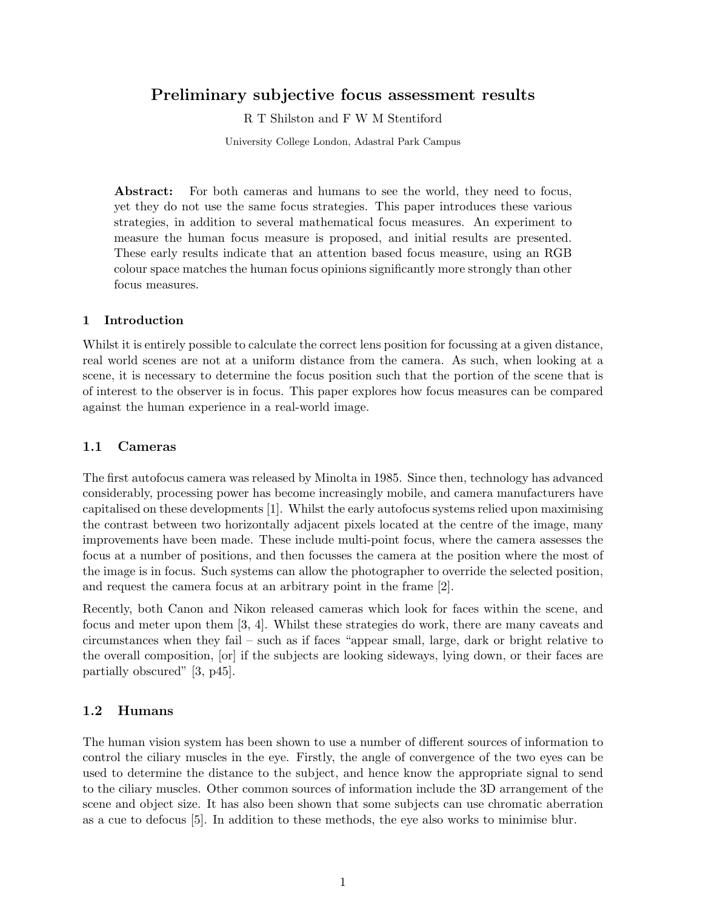# Preliminary subjective focus assessment results

R T Shilston and F W M Stentiford

University College London, Adastral Park Campus

**Abstract:** For both cameras and humans to see the world, they need to focus, yet they do not use the same focus strategies. This paper introduces these various strategies, in addition to several mathematical focus measures. An experiment to measure the human focus measure is proposed, and initial results are presented. These early results indicate that an attention based focus measure, using an RGB colour space matches the human focus opinions significantly more strongly than other focus measures.

## 1 Introduction

Whilst it is entirely possible to calculate the correct lens position for focussing at a given distance, real world scenes are not at a uniform distance from the camera. As such, when looking at a scene, it is necessary to determine the focus position such that the portion of the scene that is of interest to the observer is in focus. This paper explores how focus measures can be compared against the human experience in a real-world image.

### 1.1 Cameras

The first autofocus camera was released by Minolta in 1985. Since then, technology has advanced considerably, processing power has become increasingly mobile, and camera manufacturers have capitalised on these developments [1]. Whilst the early autofocus systems relied upon maximising the contrast between two horizontally adjacent pixels located at the centre of the image, many improvements have been made. These include multi-point focus, where the camera assesses the focus at a number of positions, and then focusses the camera at the position where the most of the image is in focus. Such systems can allow the photographer to override the selected position, and request the camera focus at an arbitrary point in the frame [2].

Recently, both Canon and Nikon released cameras which look for faces within the scene, and focus and meter upon them [3, 4]. Whilst these strategies do work, there are many caveats and circumstances when they fail – such as if faces "appear small, large, dark or bright relative to the overall composition, [or] if the subjects are looking sideways, lying down, or their faces are partially obscured" [3, p45].

### 1.2 Humans

The human vision system has been shown to use a number of different sources of information to control the ciliary muscles in the eye. Firstly, the angle of convergence of the two eyes can be used to determine the distance to the subject, and hence know the appropriate signal to send to the ciliary muscles. Other common sources of information include the 3D arrangement of the scene and object size. It has also been shown that some subjects can use chromatic aberration as a cue to defocus [5]. In addition to these methods, the eye also works to minimise blur.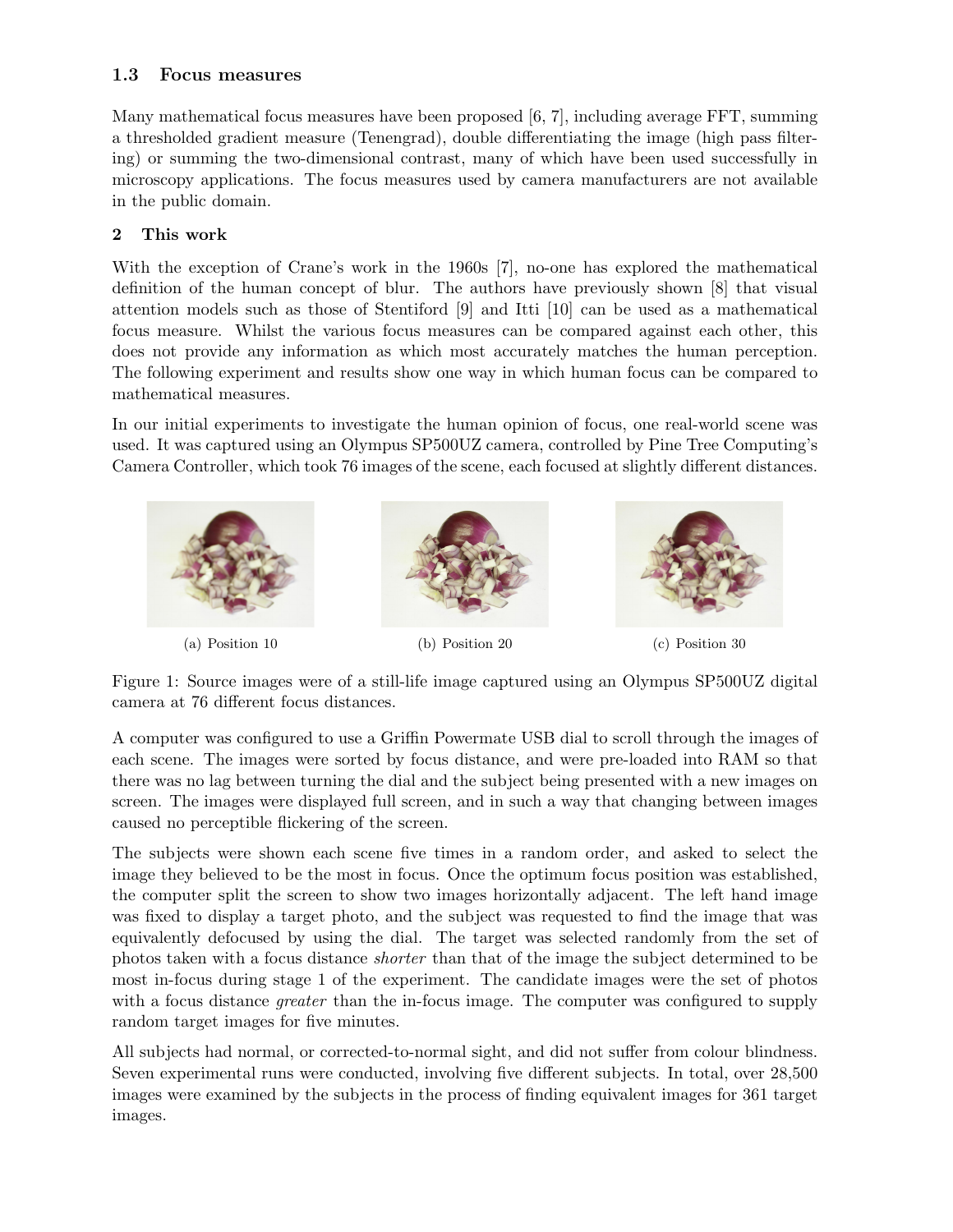### 1.3 Focus measures

Many mathematical focus measures have been proposed [6, 7], including average FFT, summing a thresholded gradient measure (Tenengrad), double differentiating the image (high pass filtering) or summing the two-dimensional contrast, many of which have been used successfully in microscopy applications. The focus measures used by camera manufacturers are not available in the public domain.

## 2 This work

With the exception of Crane's work in the 1960s [7], no-one has explored the mathematical definition of the human concept of blur. The authors have previously shown [8] that visual attention models such as those of Stentiford [9] and Itti [10] can be used as a mathematical focus measure. Whilst the various focus measures can be compared against each other, this does not provide any information as which most accurately matches the human perception. The following experiment and results show one way in which human focus can be compared to mathematical measures.

In our initial experiments to investigate the human opinion of focus, one real-world scene was used. It was captured using an Olympus SP500UZ camera, controlled by Pine Tree Computing's Camera Controller, which took 76 images of the scene, each focused at slightly different distances.

(a) Position 10 (b) Position 20 (c) Position 30

Figure 1: Source images were of a still-life image captured using an Olympus SP500UZ digital camera at 76 different focus distances.

A computer was configured to use a Griffin Powermate USB dial to scroll through the images of each scene. The images were sorted by focus distance, and were pre-loaded into RAM so that there was no lag between turning the dial and the subject being presented with a new images on screen. The images were displayed full screen, and in such a way that changing between images caused no perceptible flickering of the screen.

The subjects were shown each scene five times in a random order, and asked to select the image they believed to be the most in focus. Once the optimum focus position was established, the computer split the screen to show two images horizontally adjacent. The left hand image was fixed to display a target photo, and the subject was requested to find the image that was equivalently defocused by using the dial. The target was selected randomly from the set of photos taken with a focus distance *shorter* than that of the image the subject determined to be most in-focus during stage 1 of the experiment. The candidate images were the set of photos with a focus distance *greater* than the in-focus image. The computer was configured to supply random target images for five minutes.

All subjects had normal, or corrected-to-normal sight, and did not suffer from colour blindness. Seven experimental runs were conducted, involving five different subjects. In total, over 28,500 images were examined by the subjects in the process of finding equivalent images for 361 target images.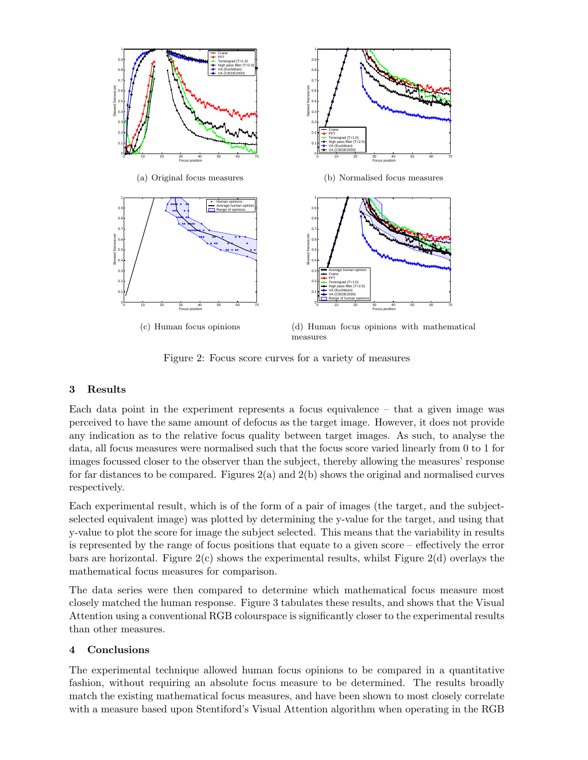(a) Original focus measures

(b) Normalised focus measures

(c) Human focus opinions

(d) Human focus opinions with mathematical measures

Figure 2: Focus score curves for a variety of measures

## 3 Results

Each data point in the experiment represents a focus equivalence – that a given image was perceived to have the same amount of defocus as the target image. However, it does not provide any indication as to the relative focus quality between target images. As such, to analyse the data, all focus measures were normalised such that the focus score varied linearly from 0 to 1 for images focussed closer to the observer than the subject, thereby allowing the measures' response for far distances to be compared. Figures 2(a) and 2(b) shows the original and normalised curves respectively.

Each experimental result, which is of the form of a pair of images (the target, and the subject-selected equivalent image) was plotted by determining the y-value for the target, and using that y-value to plot the score for image the subject selected. This means that the variability in results is represented by the range of focus positions that equate to a given score – effectively the error bars are horizontal. Figure 2(c) shows the experimental results, whilst Figure 2(d) overlays the mathematical focus measures for comparison.

The data series were then compared to determine which mathematical focus measure most closely matched the human response. Figure 3 tabulates these results, and shows that the Visual Attention using a conventional RGB colourspace is significantly closer to the experimental results than other measures.

## 4 Conclusions

The experimental technique allowed human focus opinions to be compared in a quantitative fashion, without requiring an absolute focus measure to be determined. The results broadly match the existing mathematical focus measures, and have been shown to most closely correlate with a measure based upon Stentiford's Visual Attention algorithm when operating in the RGB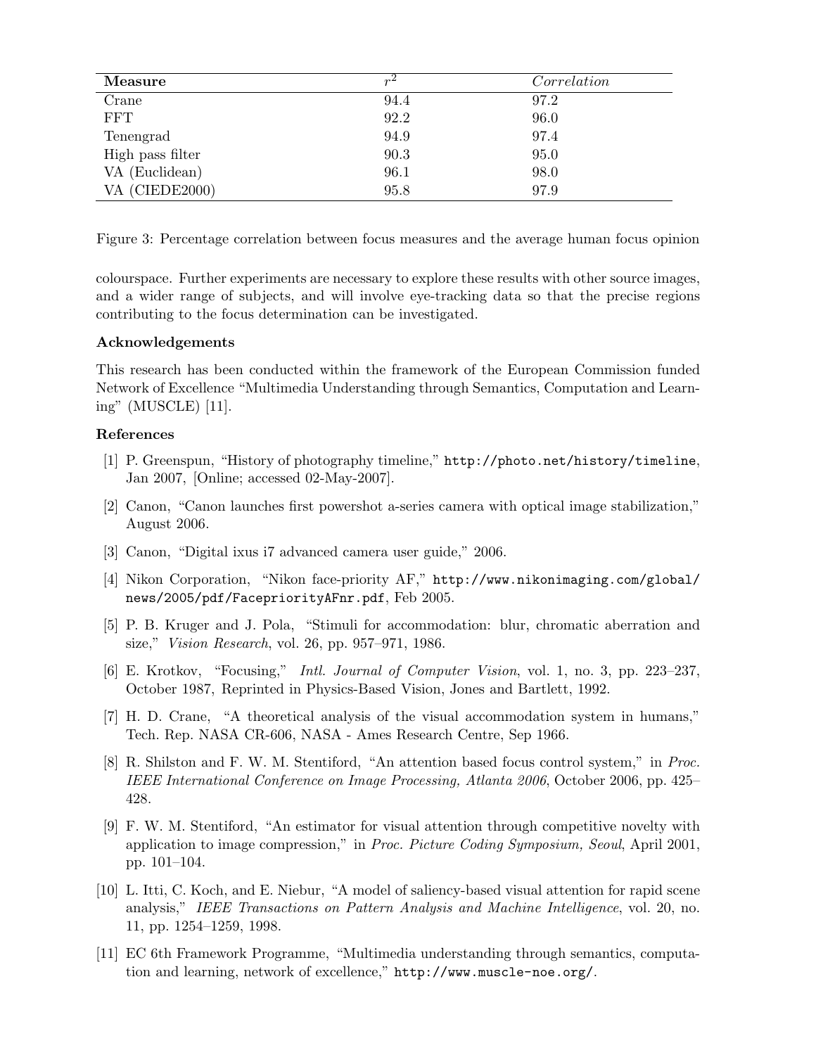| **Measure** | $r^2$ | *Correlation* |
| --- | --- | --- |
| Crane | 94.4 | 97.2 |
| FFT | 92.2 | 96.0 |
| Tenengrad | 94.9 | 97.4 |
| High pass filter | 90.3 | 95.0 |
| VA (Euclidean) | 96.1 | 98.0 |
| VA (CIEDE2000) | 95.8 | 97.9 |

Figure 3: Percentage correlation between focus measures and the average human focus opinion

colourspace. Further experiments are necessary to explore these results with other source images, and a wider range of subjects, and will involve eye-tracking data so that the precise regions contributing to the focus determination can be investigated.

### Acknowledgements

This research has been conducted within the framework of the European Commission funded Network of Excellence "Multimedia Understanding through Semantics, Computation and Learning" (MUSCLE) [11].

### References

[1] P. Greenspun, "History of photography timeline," `http://photo.net/history/timeline`, Jan 2007, [Online; accessed 02-May-2007].

[2] Canon, "Canon launches first powershot a-series camera with optical image stabilization," August 2006.

[3] Canon, "Digital ixus i7 advanced camera user guide," 2006.

[4] Nikon Corporation, "Nikon face-priority AF," `http://www.nikonimaging.com/global/news/2005/pdf/FacepriorityAFnr.pdf`, Feb 2005.

[5] P. B. Kruger and J. Pola, "Stimuli for accommodation: blur, chromatic aberration and size," *Vision Research*, vol. 26, pp. 957–971, 1986.

[6] E. Krotkov, "Focusing," *Intl. Journal of Computer Vision*, vol. 1, no. 3, pp. 223–237, October 1987, Reprinted in Physics-Based Vision, Jones and Bartlett, 1992.

[7] H. D. Crane, "A theoretical analysis of the visual accommodation system in humans," Tech. Rep. NASA CR-606, NASA - Ames Research Centre, Sep 1966.

[8] R. Shilston and F. W. M. Stentiford, "An attention based focus control system," in *Proc. IEEE International Conference on Image Processing, Atlanta 2006*, October 2006, pp. 425–428.

[9] F. W. M. Stentiford, "An estimator for visual attention through competitive novelty with application to image compression," in *Proc. Picture Coding Symposium, Seoul*, April 2001, pp. 101–104.

[10] L. Itti, C. Koch, and E. Niebur, "A model of saliency-based visual attention for rapid scene analysis," *IEEE Transactions on Pattern Analysis and Machine Intelligence*, vol. 20, no. 11, pp. 1254–1259, 1998.

[11] EC 6th Framework Programme, "Multimedia understanding through semantics, computation and learning, network of excellence," `http://www.muscle-noe.org/`.